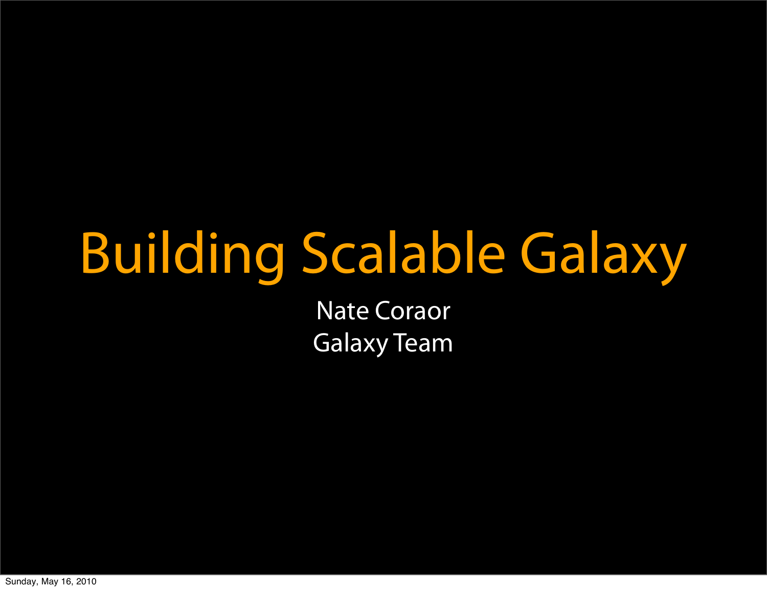# Building Scalable Galaxy

Nate Coraor

Galaxy Team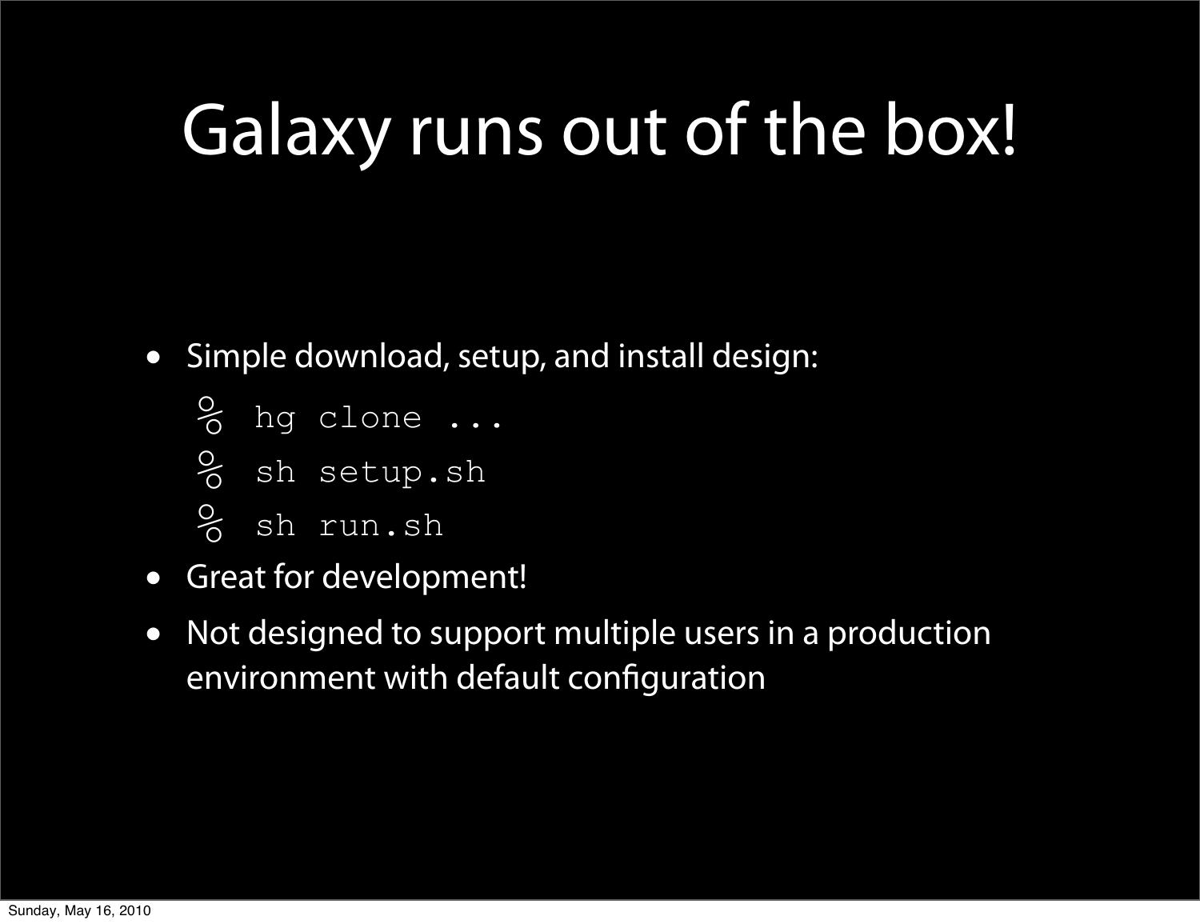# Galaxy runs out of the box!

- Simple download, setup, and install design:

```
% hg clone ...
% sh setup.sh
% sh run.sh
```

- Great for development!
- Not designed to support multiple users in a production environment with default configuration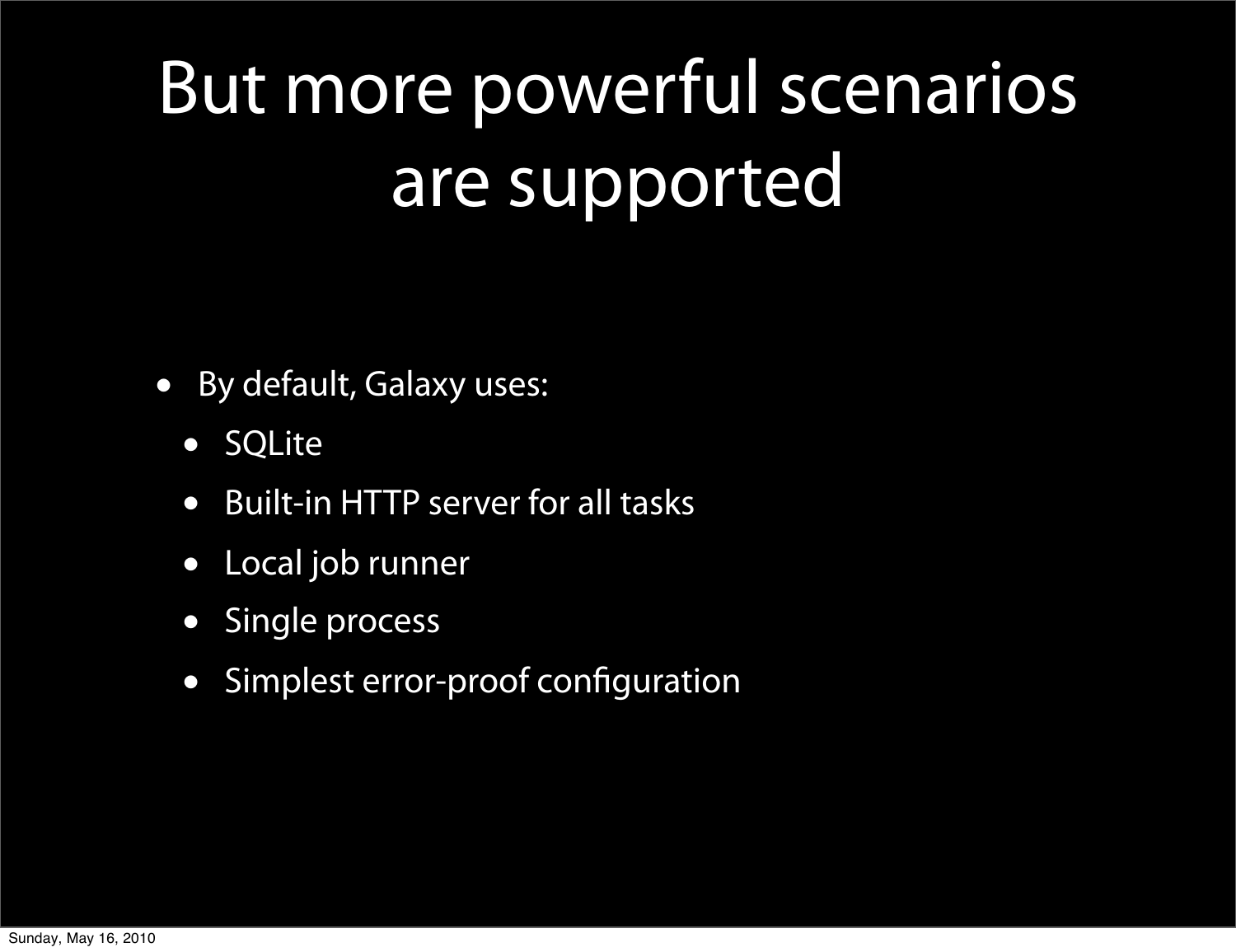# But more powerful scenarios are supported

- By default, Galaxy uses:
  - SQLite
  - Built-in HTTP server for all tasks
  - Local job runner
  - Single process
  - Simplest error-proof configuration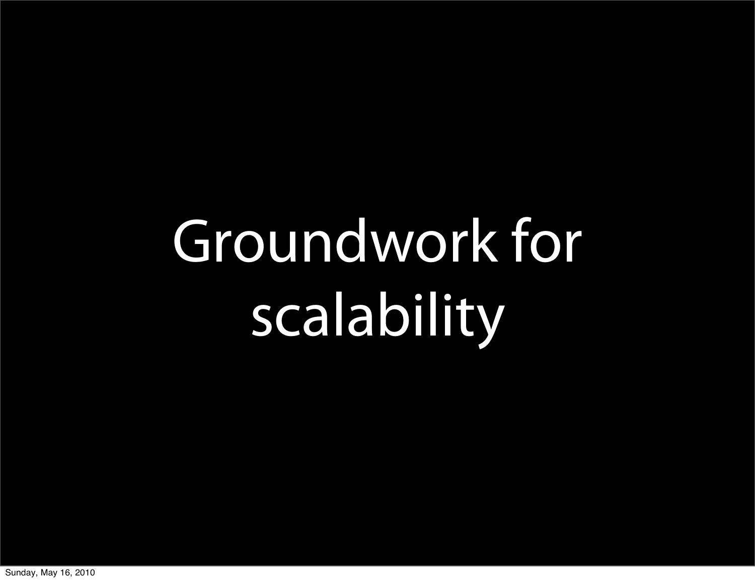# Groundwork for scalability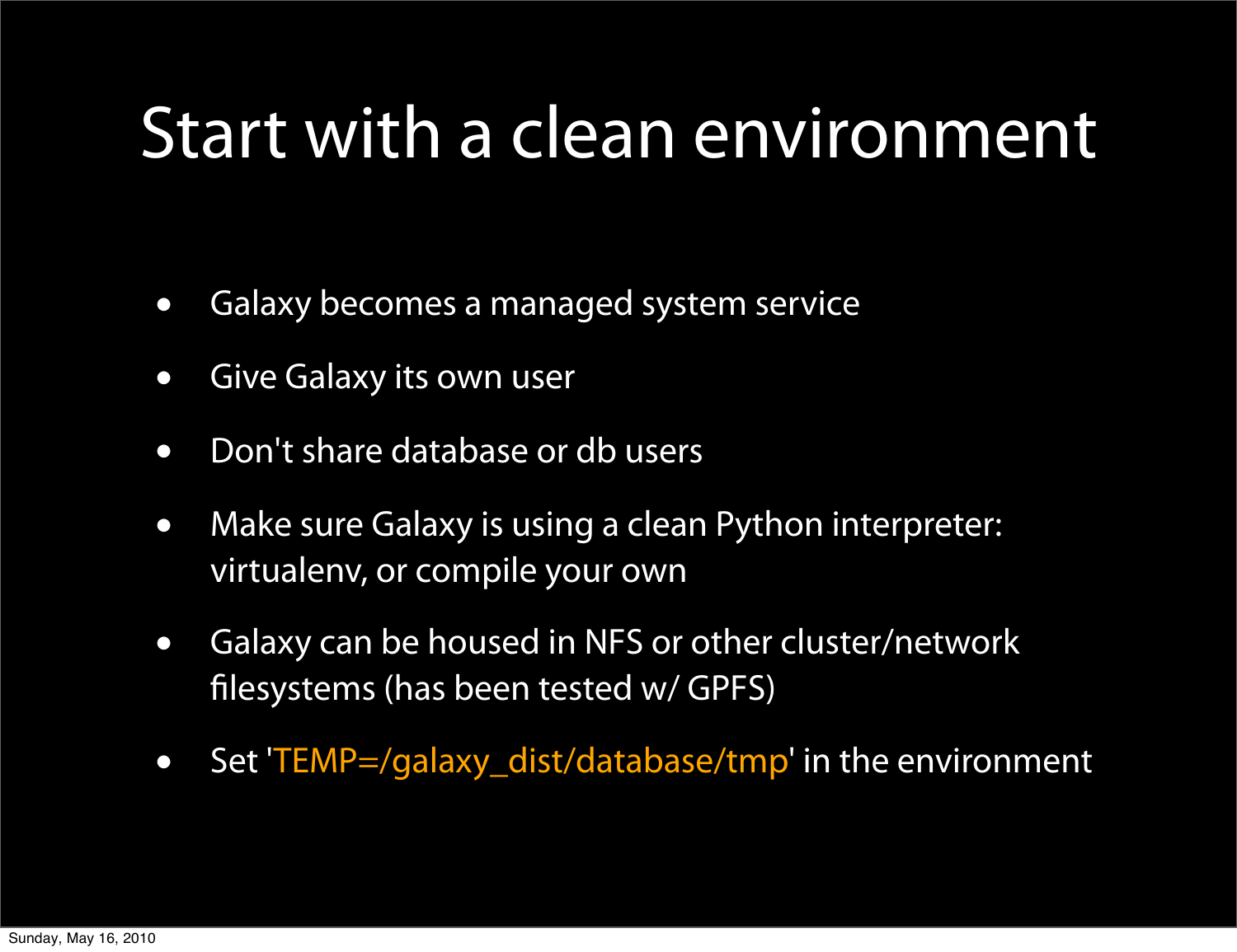# Start with a clean environment

- Galaxy becomes a managed system service
- Give Galaxy its own user
- Don't share database or db users
- Make sure Galaxy is using a clean Python interpreter: virtualenv, or compile your own
- Galaxy can be housed in NFS or other cluster/network filesystems (has been tested w/ GPFS)
- Set 'TEMP=/galaxy_dist/database/tmp' in the environment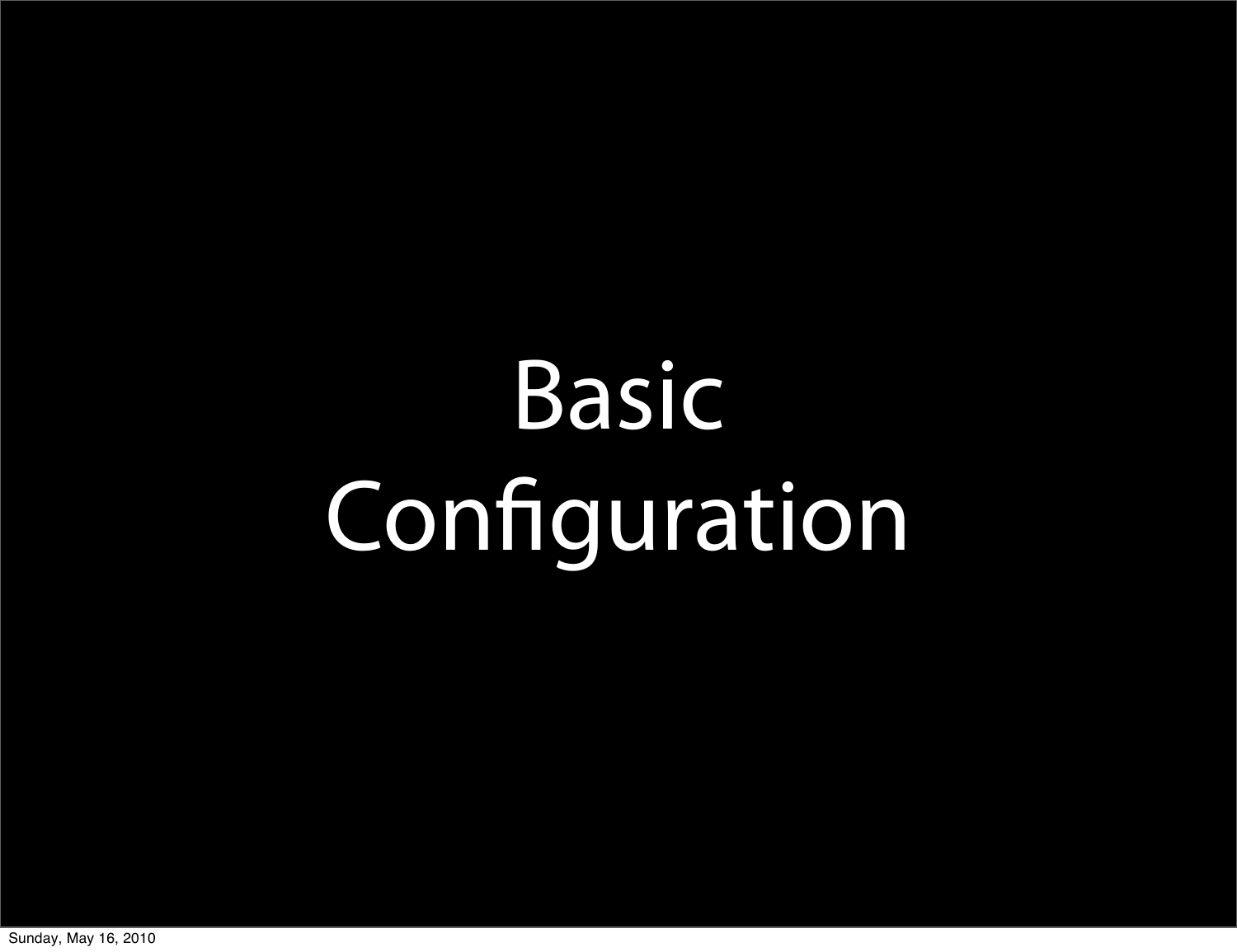# Basic Configuration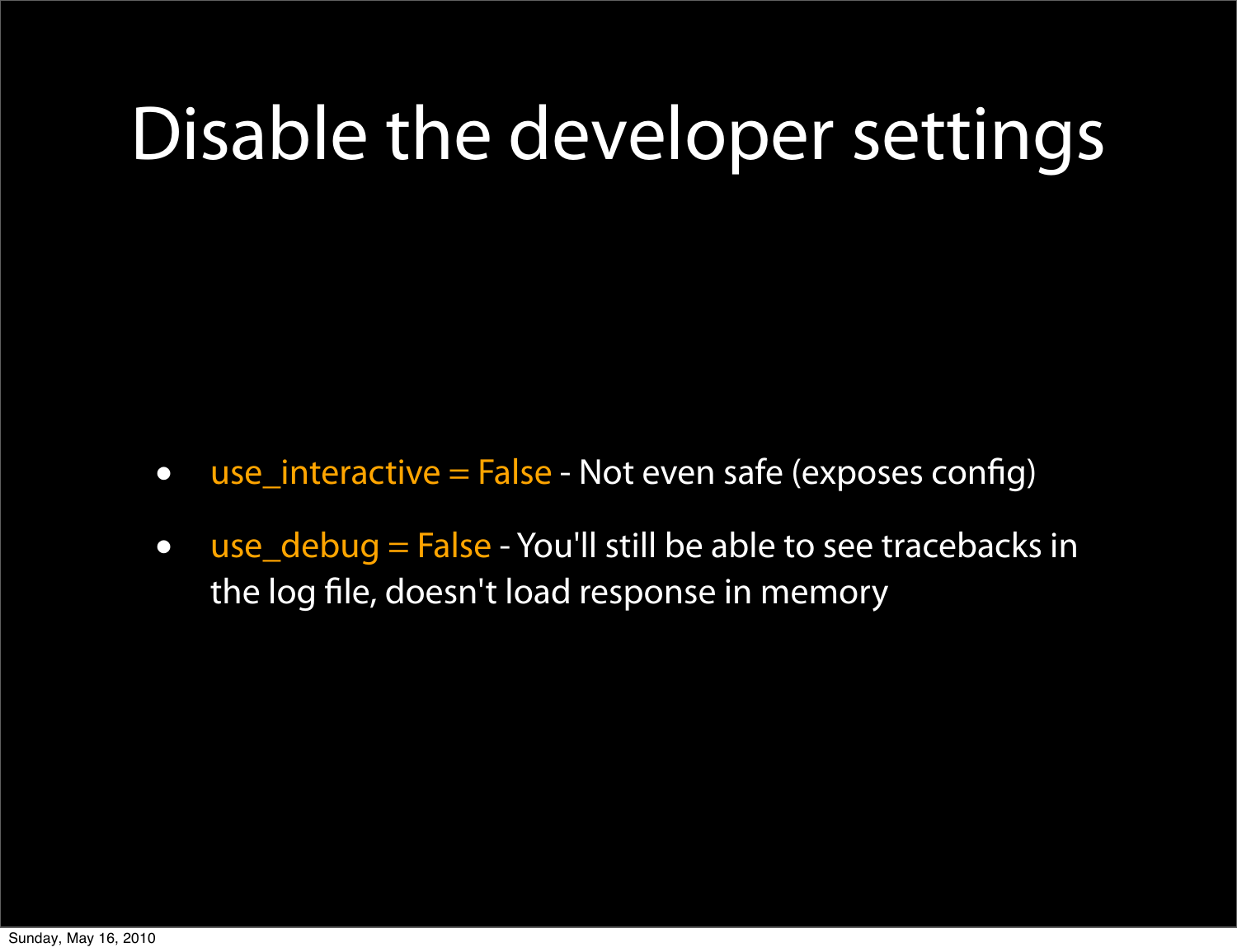# Disable the developer settings

- use_interactive = False - Not even safe (exposes config)
- use_debug = False - You'll still be able to see tracebacks in the log file, doesn't load response in memory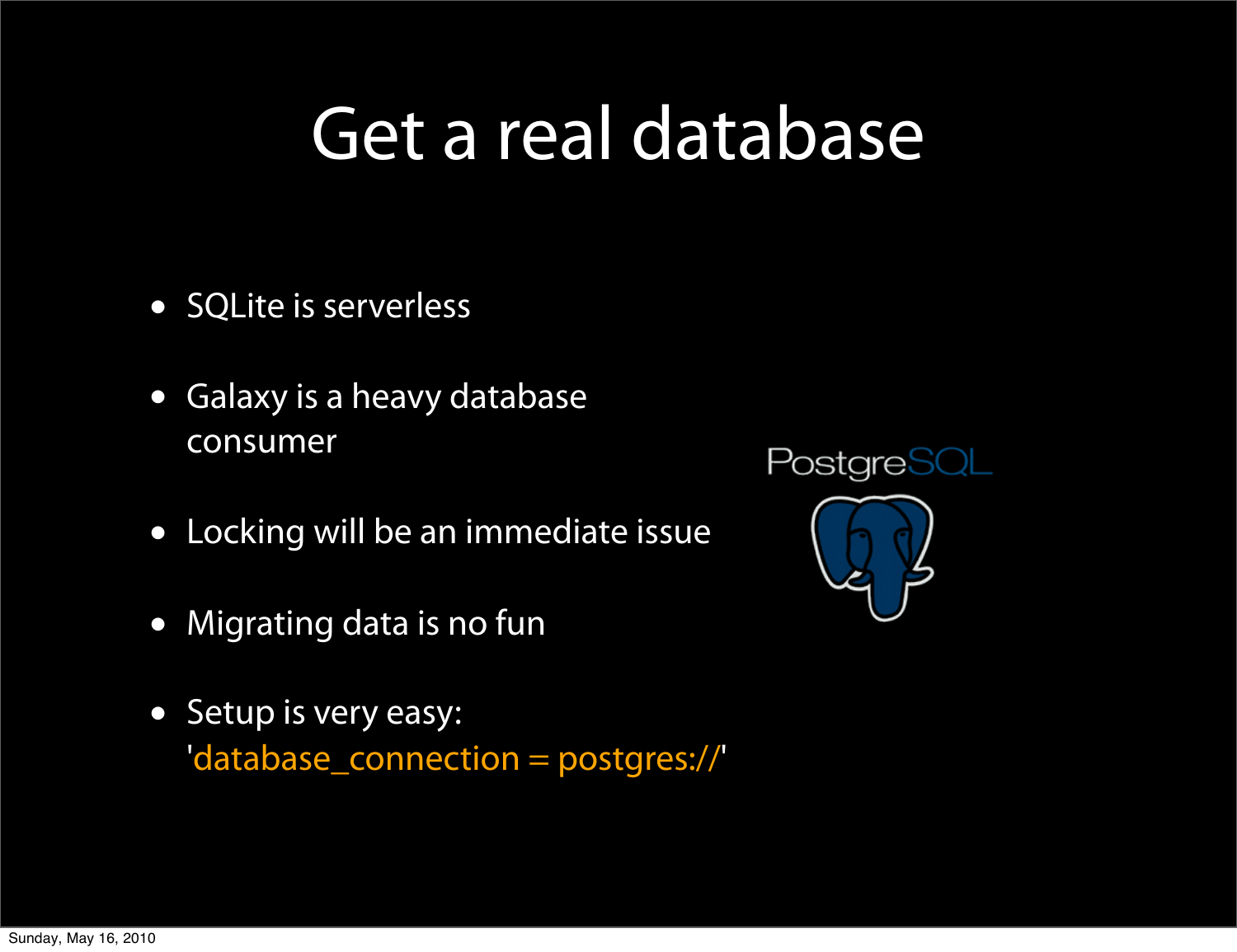# Get a real database

- SQLite is serverless
- Galaxy is a heavy database consumer
- Locking will be an immediate issue
- Migrating data is no fun
- Setup is very easy: 'database_connection = postgres://'

PostgreSQL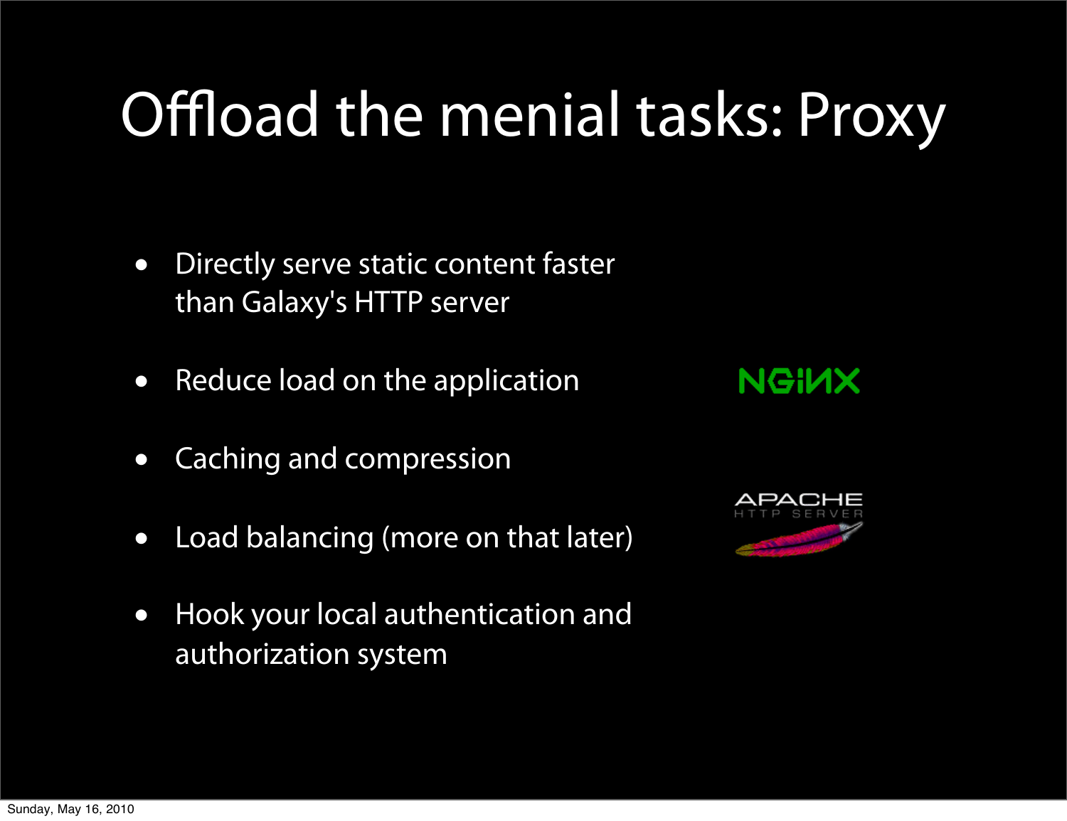# Offload the menial tasks: Proxy

- Directly serve static content faster than Galaxy's HTTP server
- Reduce load on the application
- Caching and compression
- Load balancing (more on that later)
- Hook your local authentication and authorization system

NGINX

APACHE
HTTP SERVER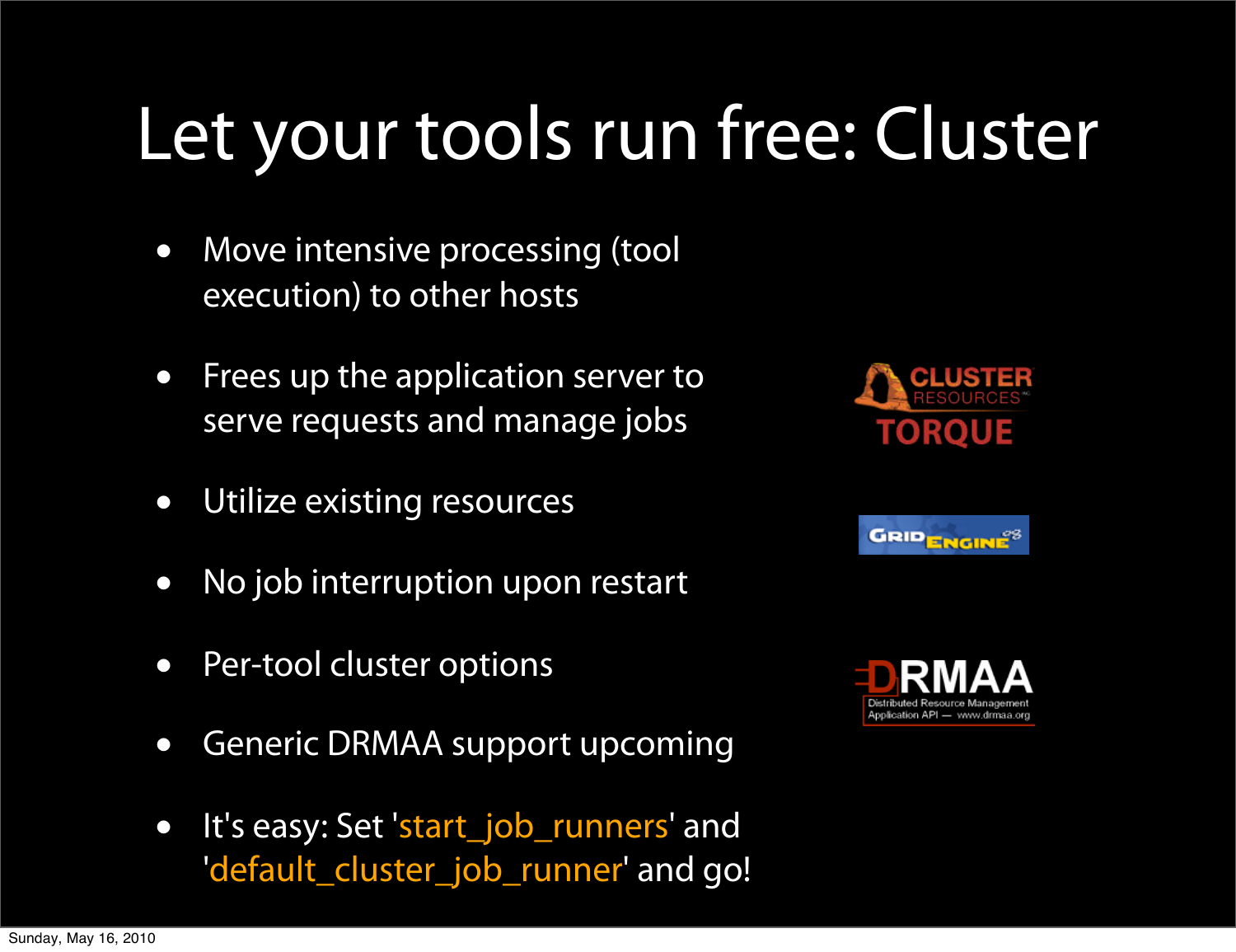# Let your tools run free: Cluster

- Move intensive processing (tool execution) to other hosts
- Frees up the application server to serve requests and manage jobs
- Utilize existing resources
- No job interruption upon restart
- Per-tool cluster options
- Generic DRMAA support upcoming
- It's easy: Set 'start_job_runners' and 'default_cluster_job_runner' and go!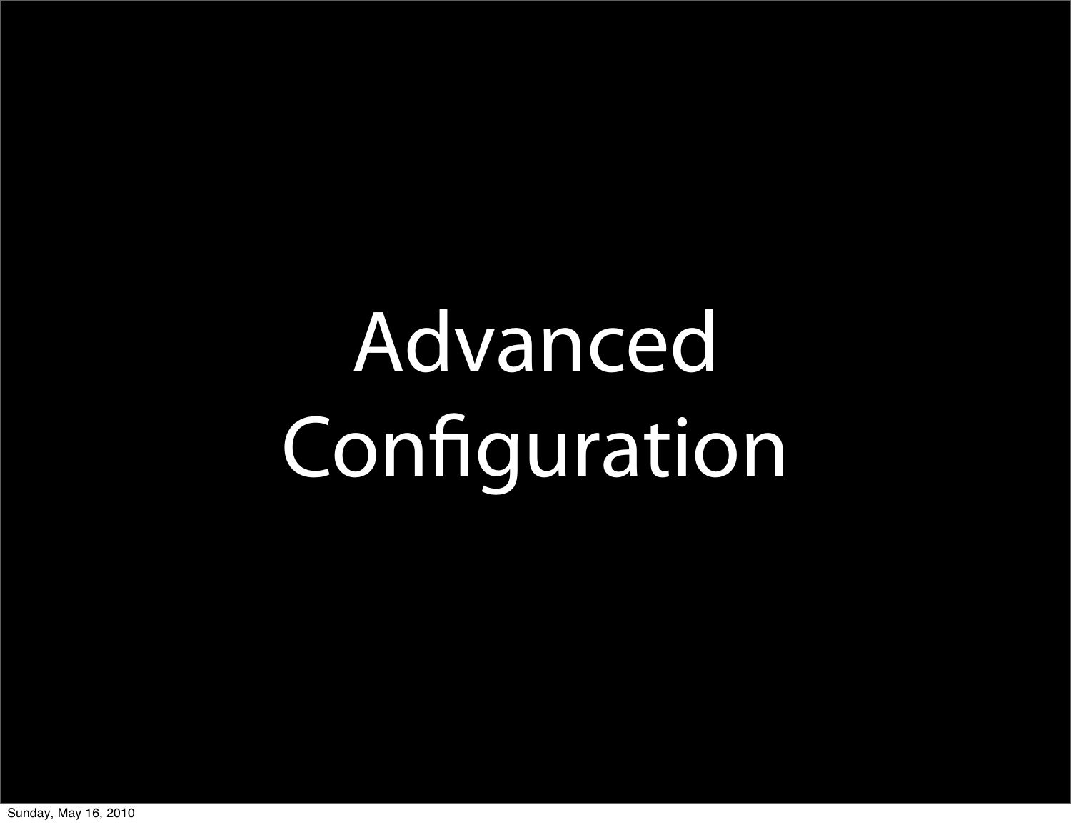# Advanced Configuration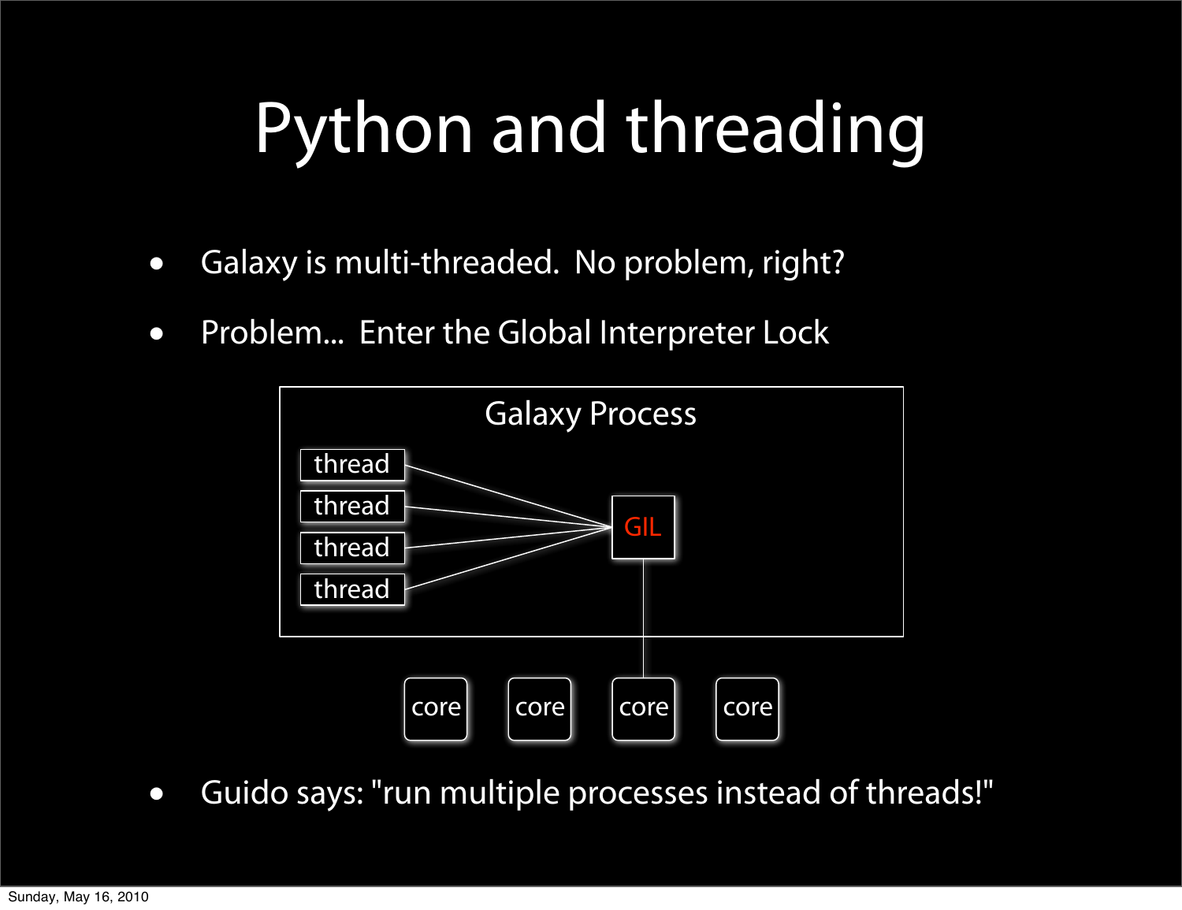# Python and threading

- Galaxy is multi-threaded. No problem, right?
- Problem... Enter the Global Interpreter Lock

Galaxy Process

thread

thread

thread

thread

GIL

core

core

core

core

- Guido says: "run multiple processes instead of threads!"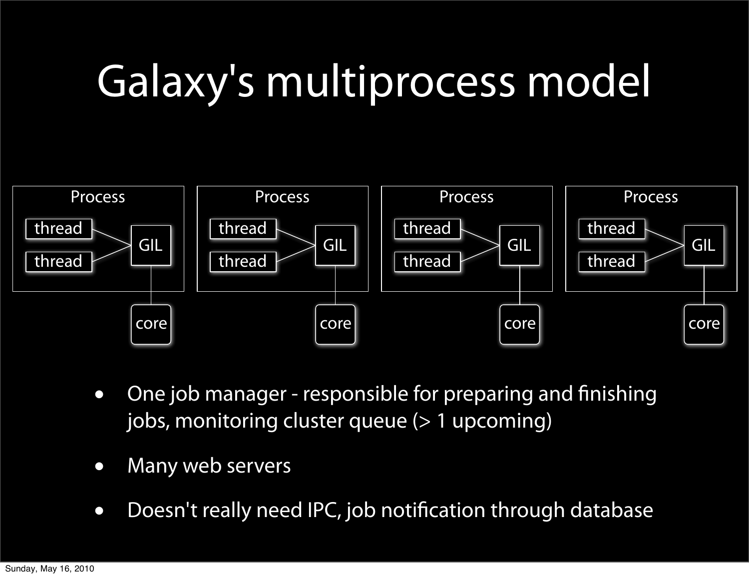# Galaxy's multiprocess model

Process
thread
thread
GIL
core

Process
thread
thread
GIL
core

Process
thread
thread
GIL
core

Process
thread
thread
GIL
core

- One job manager - responsible for preparing and finishing jobs, monitoring cluster queue (> 1 upcoming)
- Many web servers
- Doesn't really need IPC, job notification through database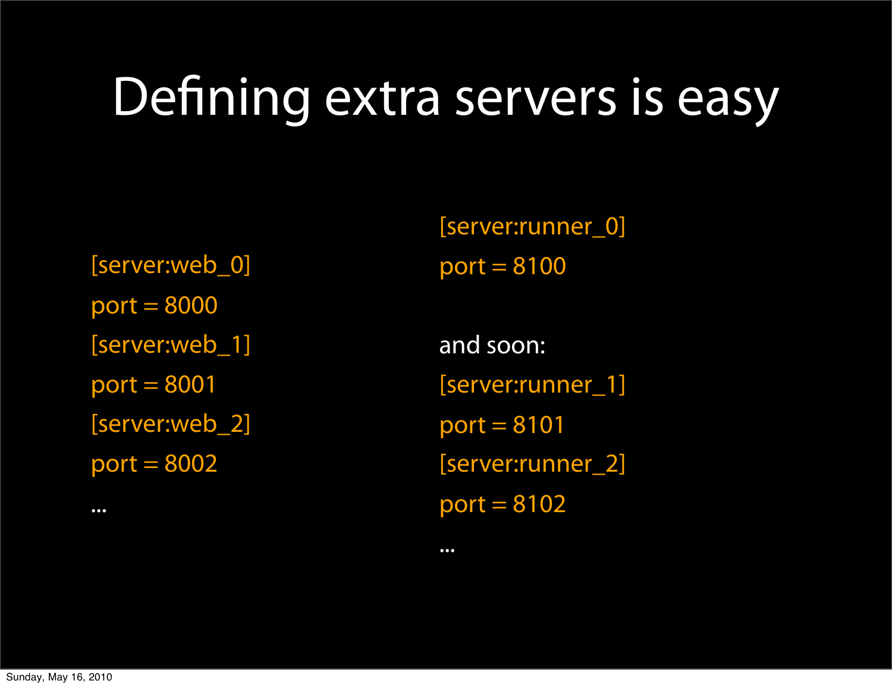# Defining extra servers is easy

```
[server:web_0]
port = 8000
[server:web_1]
port = 8001
[server:web_2]
port = 8002
...
```

```
[server:runner_0]
port = 8100
```

and soon:

```
[server:runner_1]
port = 8101
[server:runner_2]
port = 8102
...
```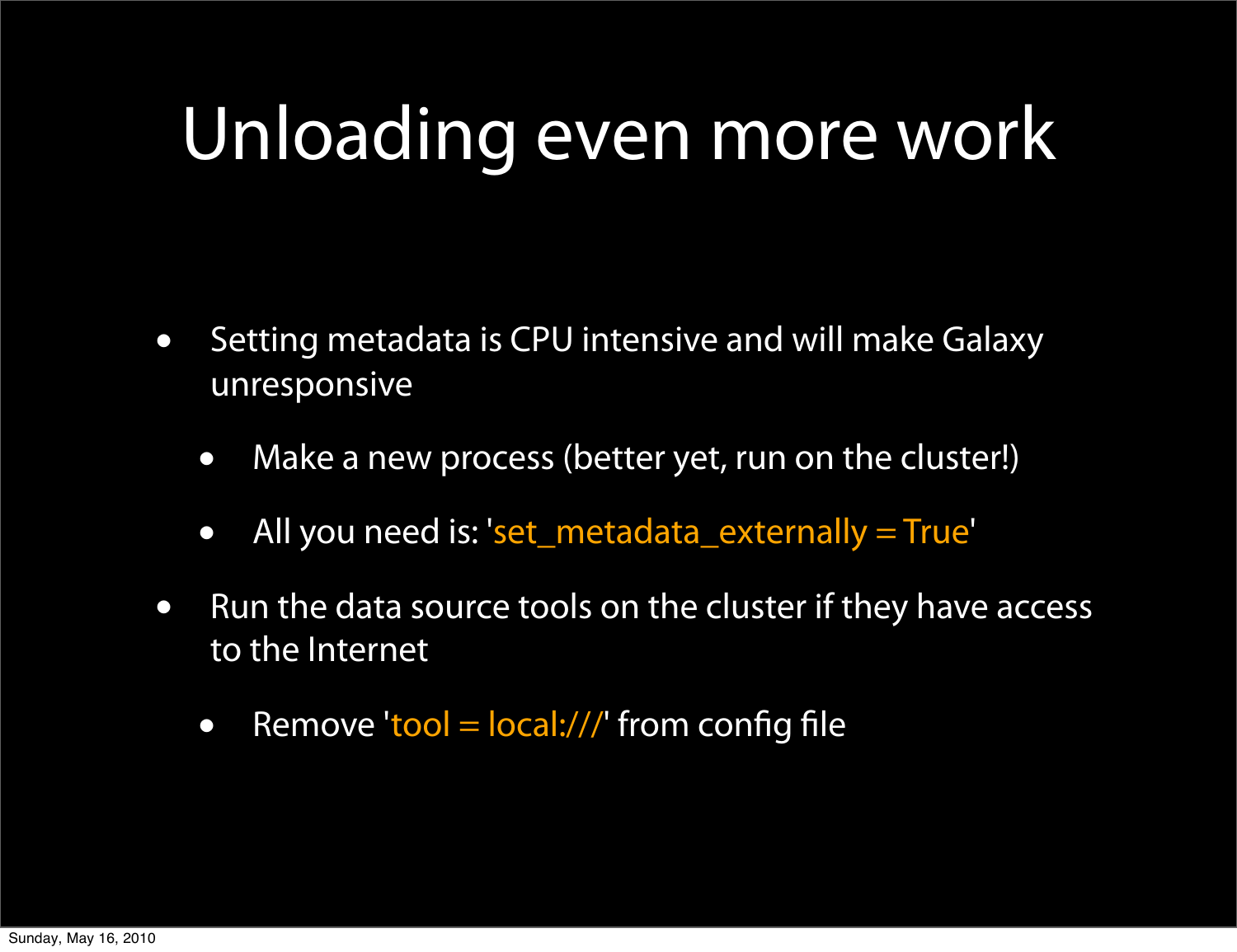# Unloading even more work

- Setting metadata is CPU intensive and will make Galaxy unresponsive
  - Make a new process (better yet, run on the cluster!)
  - All you need is: 'set_metadata_externally = True'
- Run the data source tools on the cluster if they have access to the Internet
  - Remove 'tool = local:///' from config file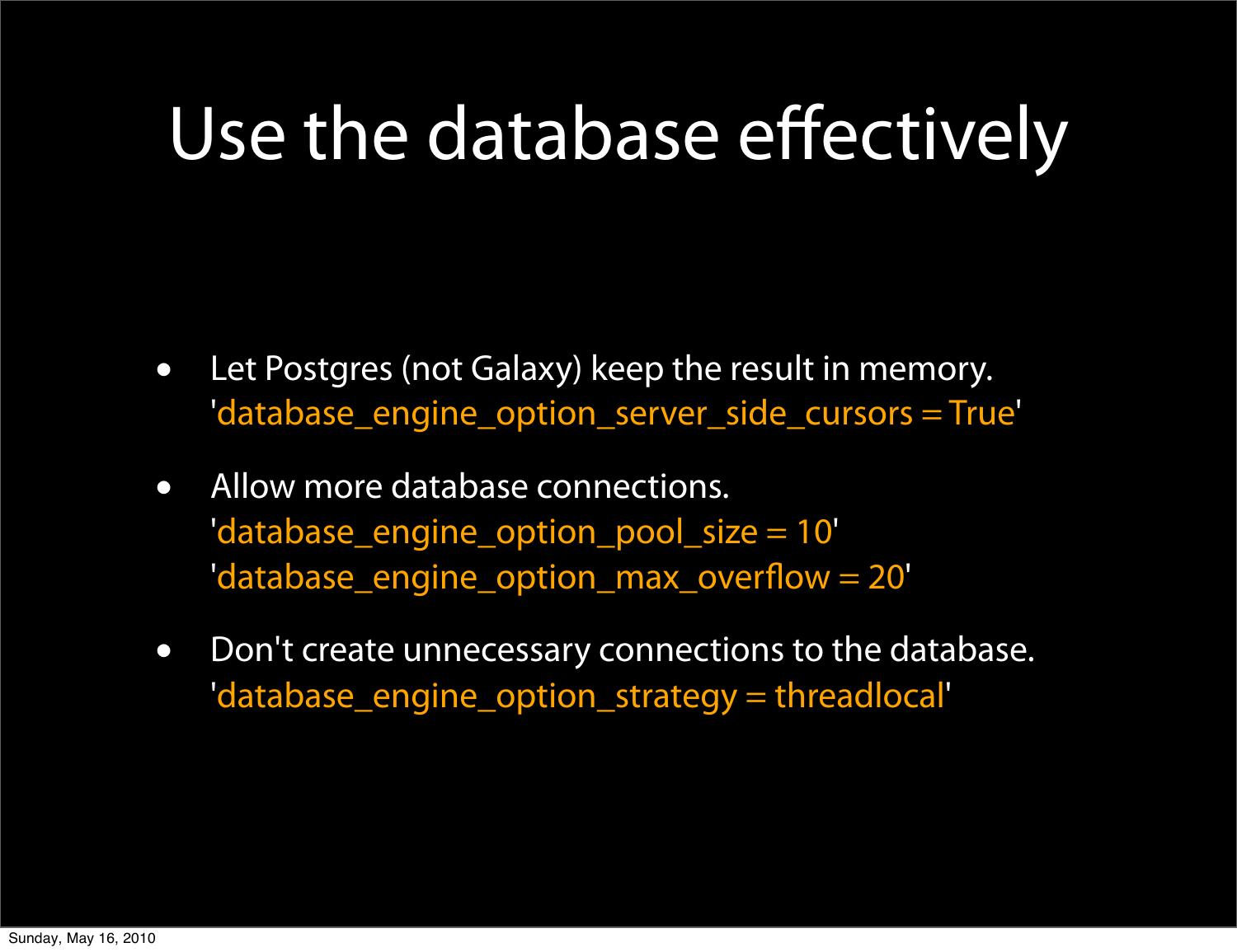# Use the database effectively

- Let Postgres (not Galaxy) keep the result in memory.
  'database_engine_option_server_side_cursors = True'
- Allow more database connections.
  'database_engine_option_pool_size = 10'
  'database_engine_option_max_overflow = 20'
- Don't create unnecessary connections to the database.
  'database_engine_option_strategy = threadlocal'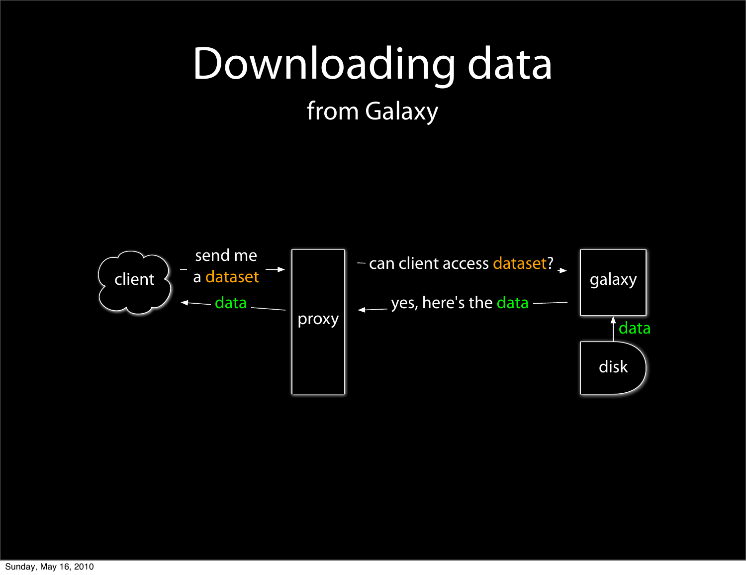# Downloading data

## from Galaxy

client

send me a dataset

data

proxy

can client access dataset?

yes, here's the data

galaxy

data

disk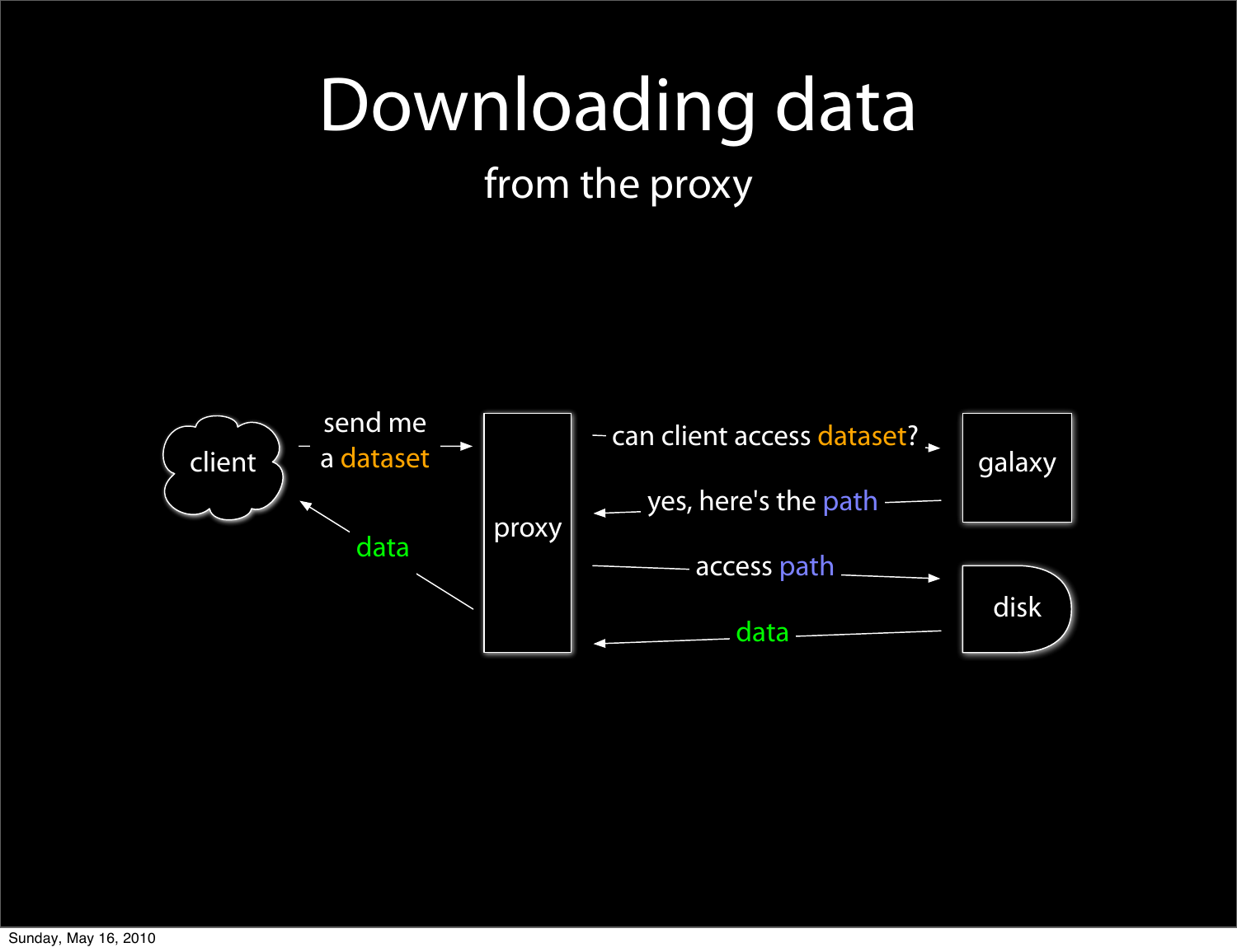# Downloading data

## from the proxy

client

send me a dataset

data

proxy

can client access dataset?

yes, here's the path

access path

data

galaxy

disk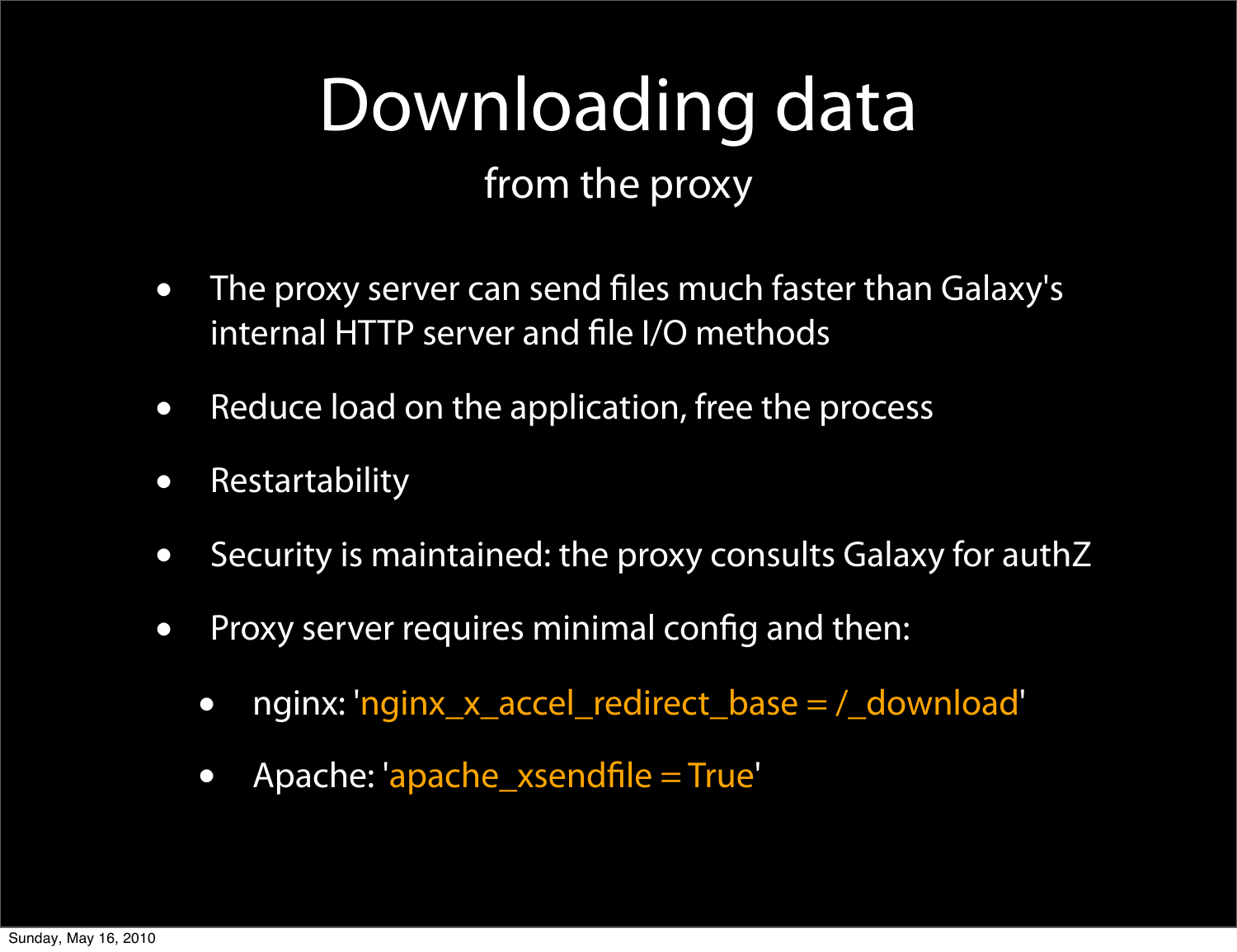# Downloading data

## from the proxy

- The proxy server can send files much faster than Galaxy's internal HTTP server and file I/O methods
- Reduce load on the application, free the process
- Restartability
- Security is maintained: the proxy consults Galaxy for authZ
- Proxy server requires minimal config and then:
  - nginx: 'nginx_x_accel_redirect_base = /_download'
  - Apache: 'apache_xsendfile = True'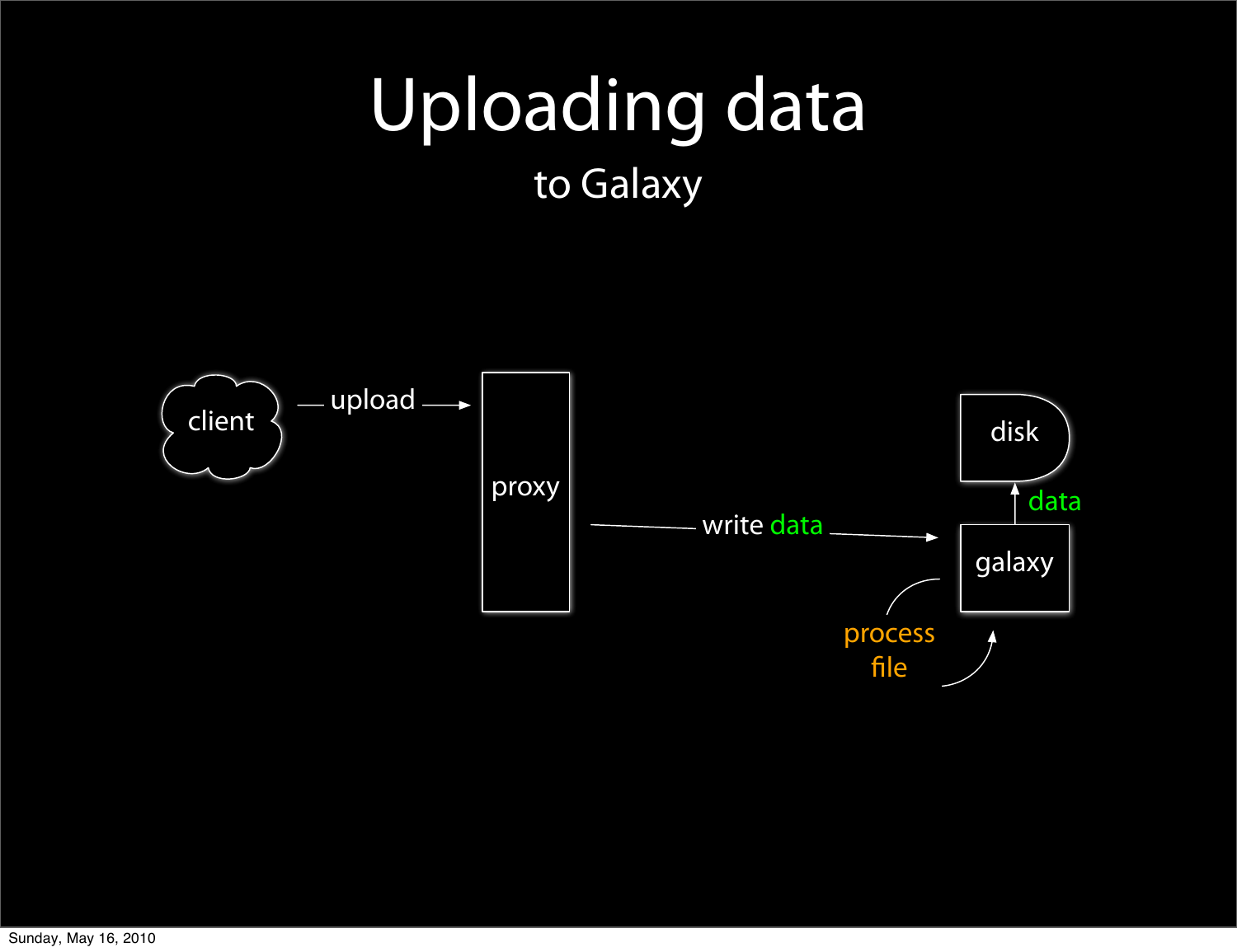# Uploading data

to Galaxy

client

upload

proxy

write data

galaxy

data

disk

process file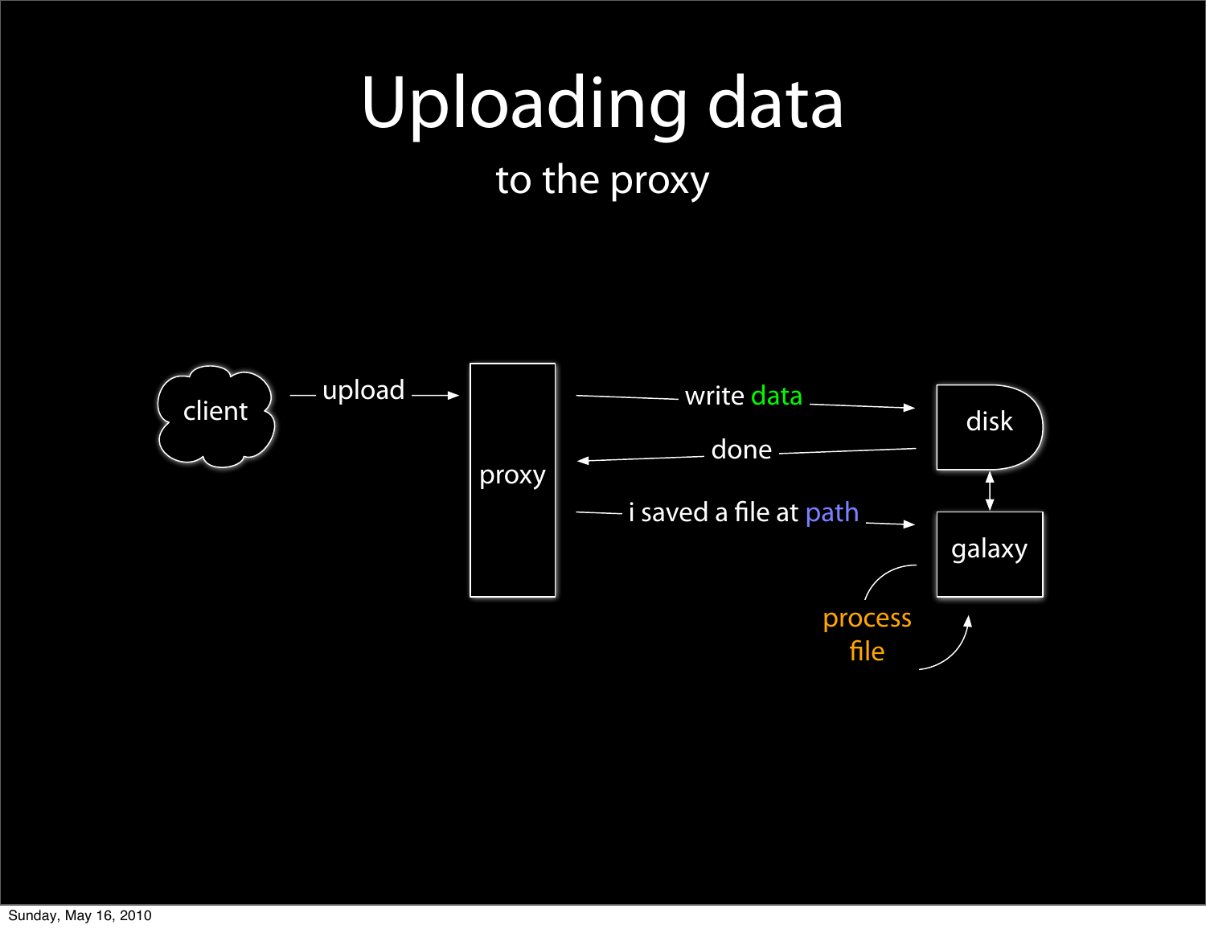# Uploading data

to the proxy

client

upload

proxy

write data

done

i saved a file at path

disk

galaxy

process file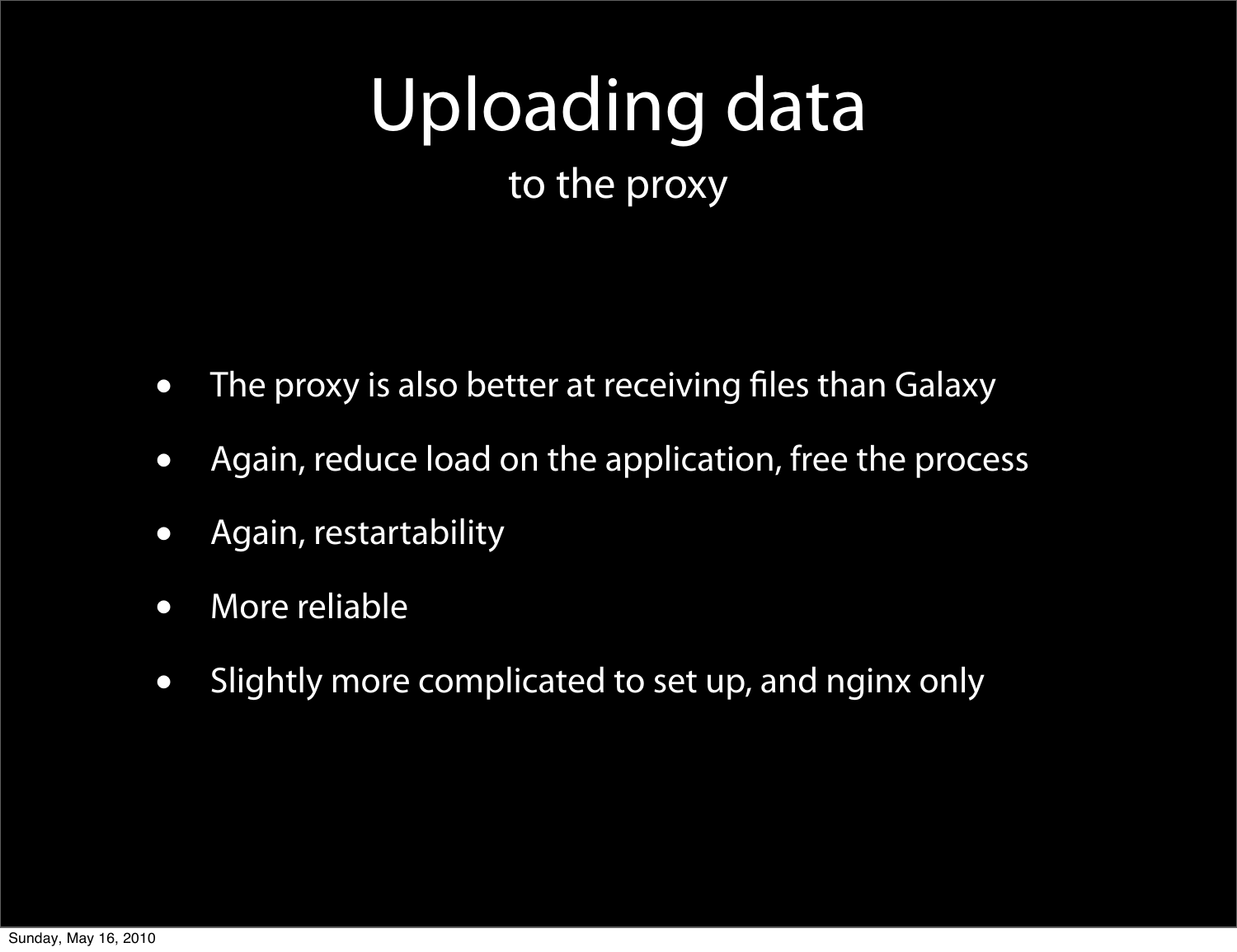# Uploading data

## to the proxy

- The proxy is also better at receiving files than Galaxy
- Again, reduce load on the application, free the process
- Again, restartability
- More reliable
- Slightly more complicated to set up, and nginx only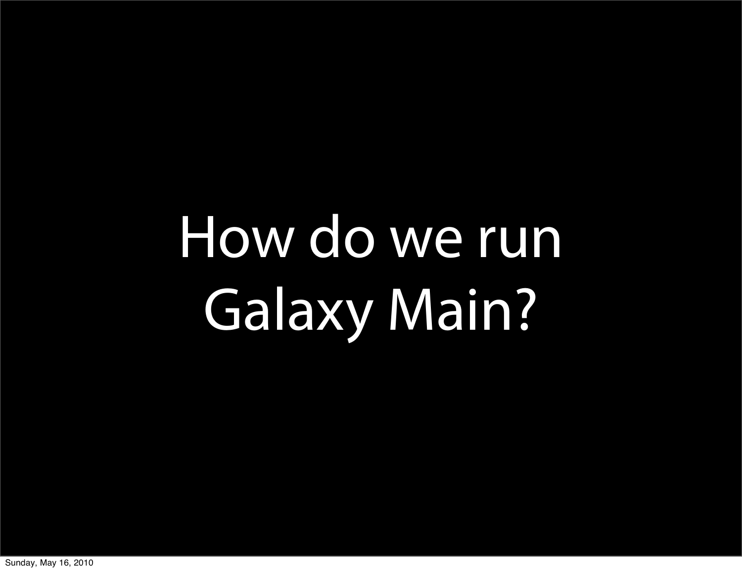# How do we run Galaxy Main?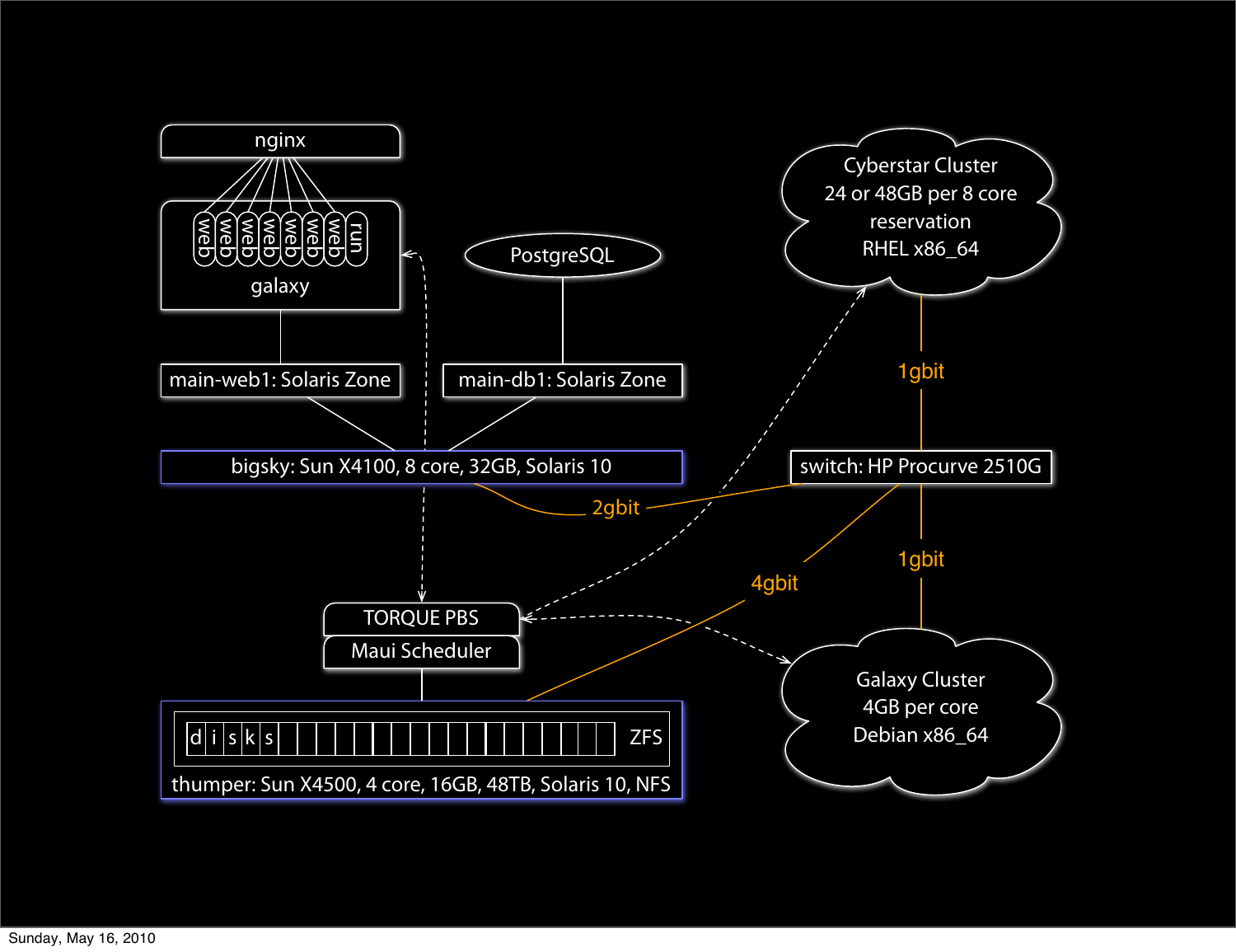nginx

web web web web web web web run

galaxy

PostgreSQL

Cyberstar Cluster
24 or 48GB per 8 core
reservation
RHEL x86_64

main-web1: Solaris Zone

main-db1: Solaris Zone

1gbit

bigsky: Sun X4100, 8 core, 32GB, Solaris 10

switch: HP Procurve 2510G

2gbit

1gbit

4gbit

TORQUE PBS

Maui Scheduler

Galaxy Cluster
4GB per core
Debian x86_64

d i s k s

ZFS

thumper: Sun X4500, 4 core, 16GB, 48TB, Solaris 10, NFS

Sunday, May 16, 2010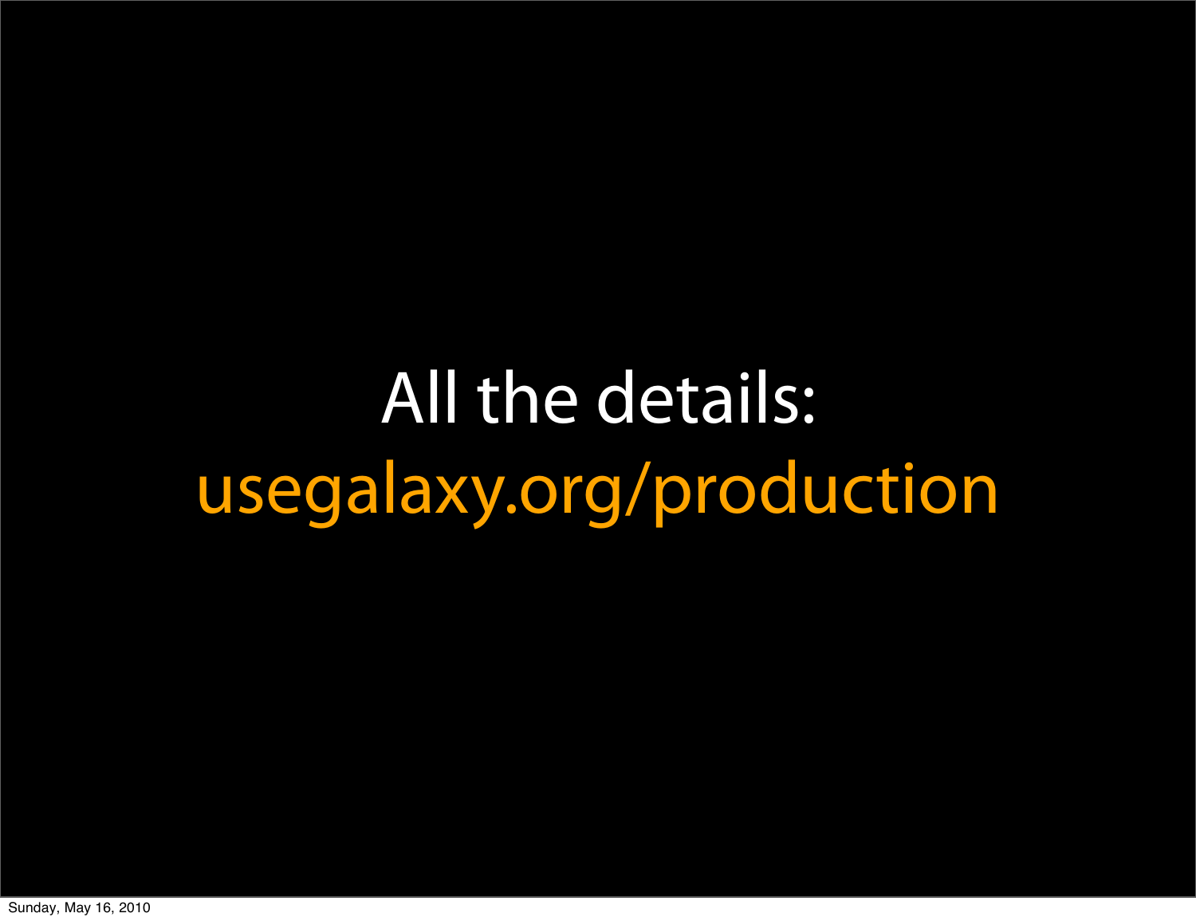All the details:

usegalaxy.org/production